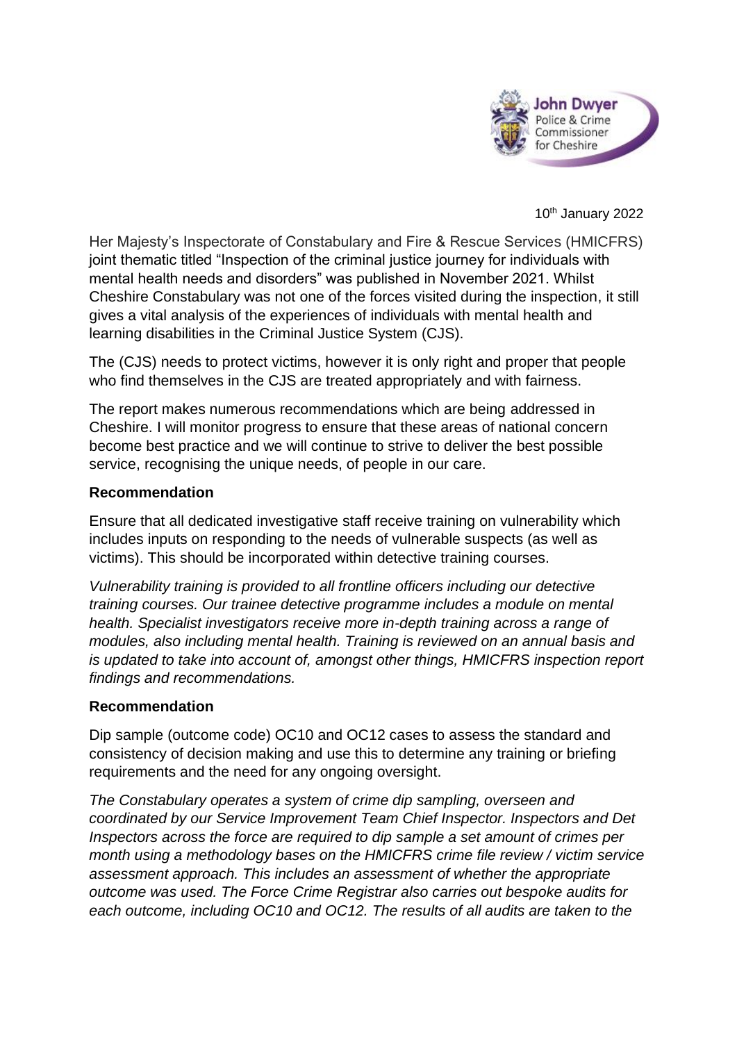John Dwyer
Police & Crime Commissioner for Cheshire

10th January 2022

Her Majesty's Inspectorate of Constabulary and Fire & Rescue Services (HMICFRS) joint thematic titled "Inspection of the criminal justice journey for individuals with mental health needs and disorders" was published in November 2021. Whilst Cheshire Constabulary was not one of the forces visited during the inspection, it still gives a vital analysis of the experiences of individuals with mental health and learning disabilities in the Criminal Justice System (CJS).

The (CJS) needs to protect victims, however it is only right and proper that people who find themselves in the CJS are treated appropriately and with fairness.

The report makes numerous recommendations which are being addressed in Cheshire. I will monitor progress to ensure that these areas of national concern become best practice and we will continue to strive to deliver the best possible service, recognising the unique needs, of people in our care.

**Recommendation**

Ensure that all dedicated investigative staff receive training on vulnerability which includes inputs on responding to the needs of vulnerable suspects (as well as victims). This should be incorporated within detective training courses.

*Vulnerability training is provided to all frontline officers including our detective training courses. Our trainee detective programme includes a module on mental health. Specialist investigators receive more in-depth training across a range of modules, also including mental health. Training is reviewed on an annual basis and is updated to take into account of, amongst other things, HMICFRS inspection report findings and recommendations.*

**Recommendation**

Dip sample (outcome code) OC10 and OC12 cases to assess the standard and consistency of decision making and use this to determine any training or briefing requirements and the need for any ongoing oversight.

*The Constabulary operates a system of crime dip sampling, overseen and coordinated by our Service Improvement Team Chief Inspector. Inspectors and Det Inspectors across the force are required to dip sample a set amount of crimes per month using a methodology bases on the HMICFRS crime file review / victim service assessment approach. This includes an assessment of whether the appropriate outcome was used. The Force Crime Registrar also carries out bespoke audits for each outcome, including OC10 and OC12. The results of all audits are taken to the*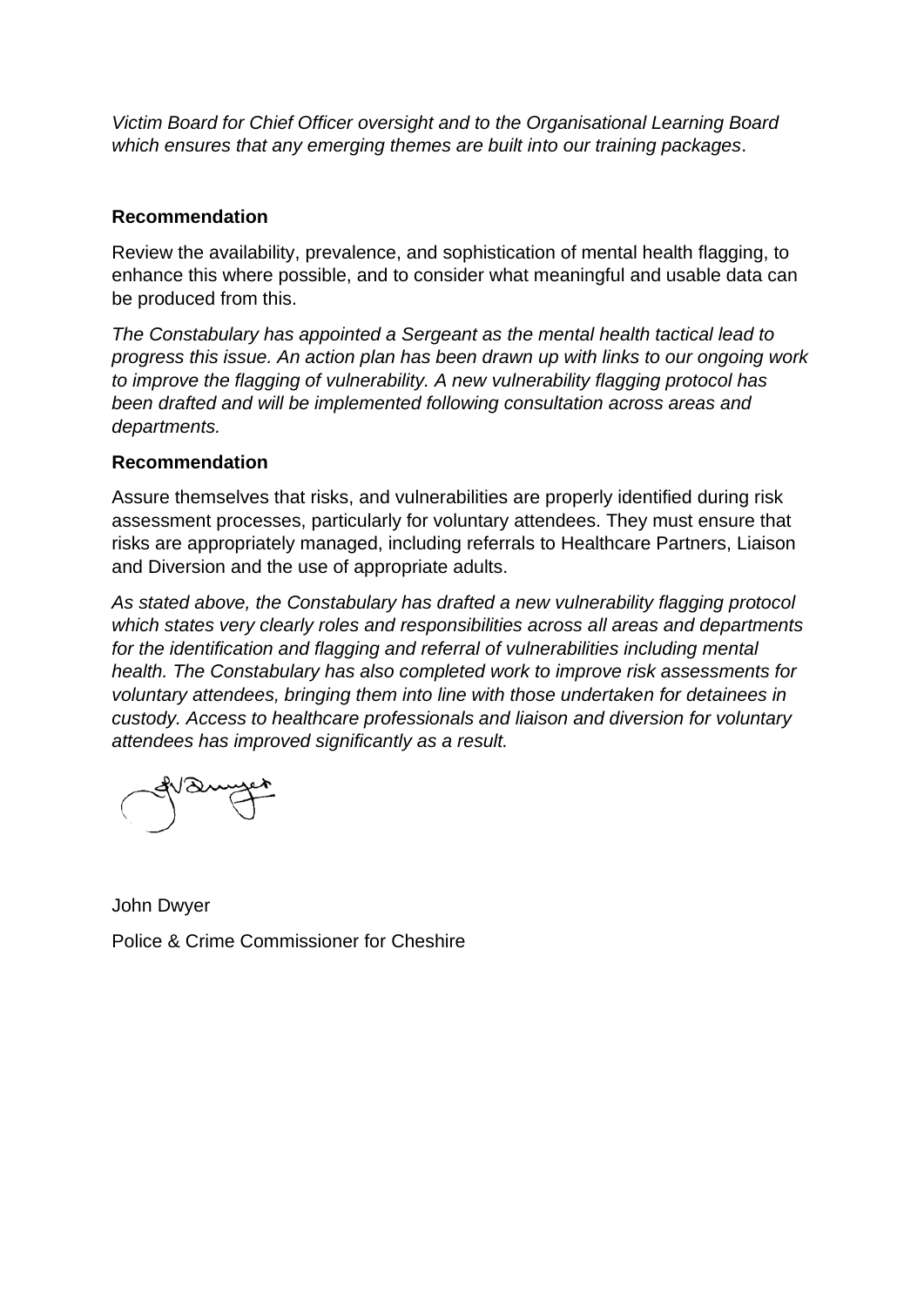*Victim Board for Chief Officer oversight and to the Organisational Learning Board which ensures that any emerging themes are built into our training packages*.

**Recommendation**

Review the availability, prevalence, and sophistication of mental health flagging, to enhance this where possible, and to consider what meaningful and usable data can be produced from this.

*The Constabulary has appointed a Sergeant as the mental health tactical lead to progress this issue. An action plan has been drawn up with links to our ongoing work to improve the flagging of vulnerability. A new vulnerability flagging protocol has been drafted and will be implemented following consultation across areas and departments.*

**Recommendation**

Assure themselves that risks, and vulnerabilities are properly identified during risk assessment processes, particularly for voluntary attendees. They must ensure that risks are appropriately managed, including referrals to Healthcare Partners, Liaison and Diversion and the use of appropriate adults.

*As stated above, the Constabulary has drafted a new vulnerability flagging protocol which states very clearly roles and responsibilities across all areas and departments for the identification and flagging and referral of vulnerabilities including mental health. The Constabulary has also completed work to improve risk assessments for voluntary attendees, bringing them into line with those undertaken for detainees in custody. Access to healthcare professionals and liaison and diversion for voluntary attendees has improved significantly as a result.*

John Dwyer

Police & Crime Commissioner for Cheshire